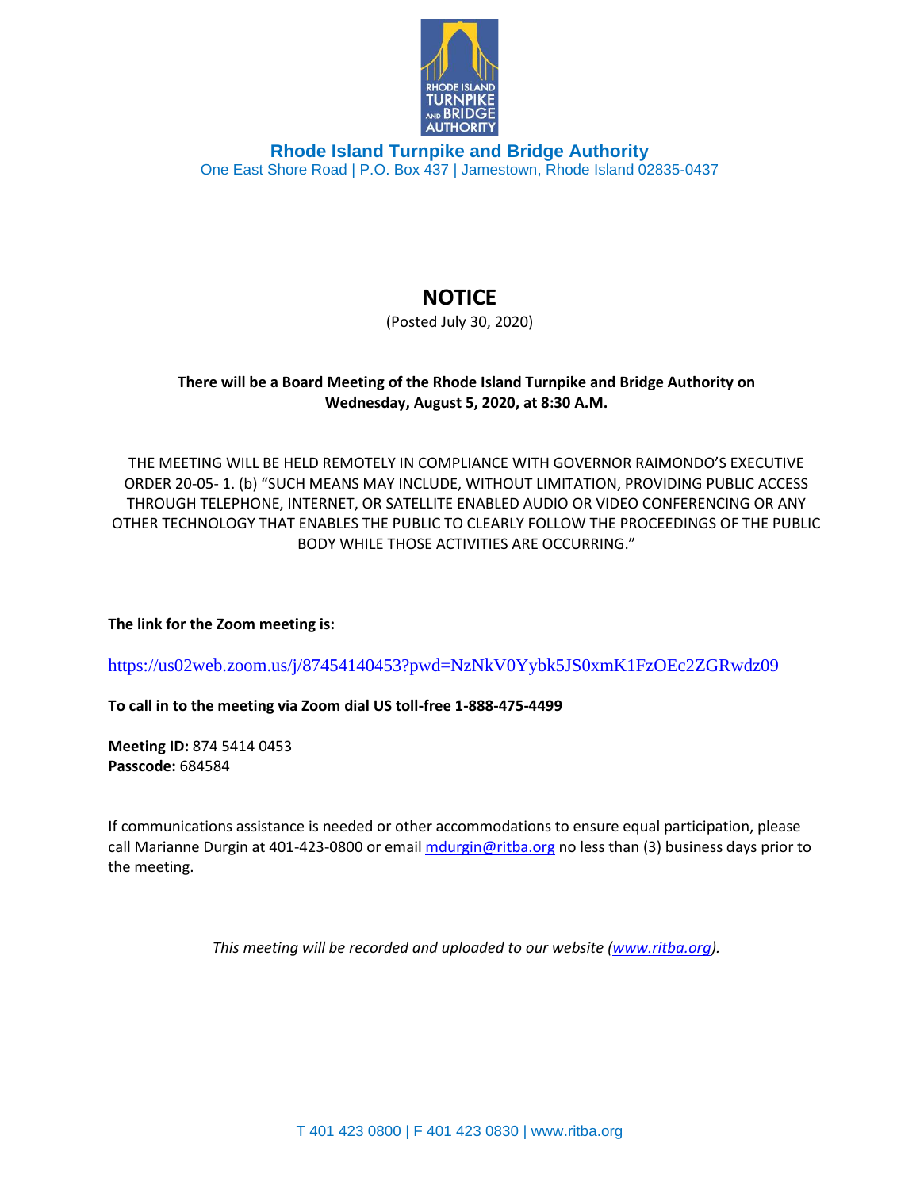**Rhode Island Turnpike and Bridge Authority**
One East Shore Road | P.O. Box 437 | Jamestown, Rhode Island 02835-0437

# NOTICE

(Posted July 30, 2020)

**There will be a Board Meeting of the Rhode Island Turnpike and Bridge Authority on Wednesday, August 5, 2020, at 8:30 A.M.**

THE MEETING WILL BE HELD REMOTELY IN COMPLIANCE WITH GOVERNOR RAIMONDO'S EXECUTIVE ORDER 20-05- 1. (b) "SUCH MEANS MAY INCLUDE, WITHOUT LIMITATION, PROVIDING PUBLIC ACCESS THROUGH TELEPHONE, INTERNET, OR SATELLITE ENABLED AUDIO OR VIDEO CONFERENCING OR ANY OTHER TECHNOLOGY THAT ENABLES THE PUBLIC TO CLEARLY FOLLOW THE PROCEEDINGS OF THE PUBLIC BODY WHILE THOSE ACTIVITIES ARE OCCURRING."

**The link for the Zoom meeting is:**

https://us02web.zoom.us/j/87454140453?pwd=NzNkV0Yybk5JS0xmK1FzOEc2ZGRwdz09

**To call in to the meeting via Zoom dial US toll-free 1-888-475-4499**

**Meeting ID:** 874 5414 0453
**Passcode:** 684584

If communications assistance is needed or other accommodations to ensure equal participation, please call Marianne Durgin at 401-423-0800 or email mdurgin@ritba.org no less than (3) business days prior to the meeting.

*This meeting will be recorded and uploaded to our website (www.ritba.org).*

T 401 423 0800 | F 401 423 0830 | www.ritba.org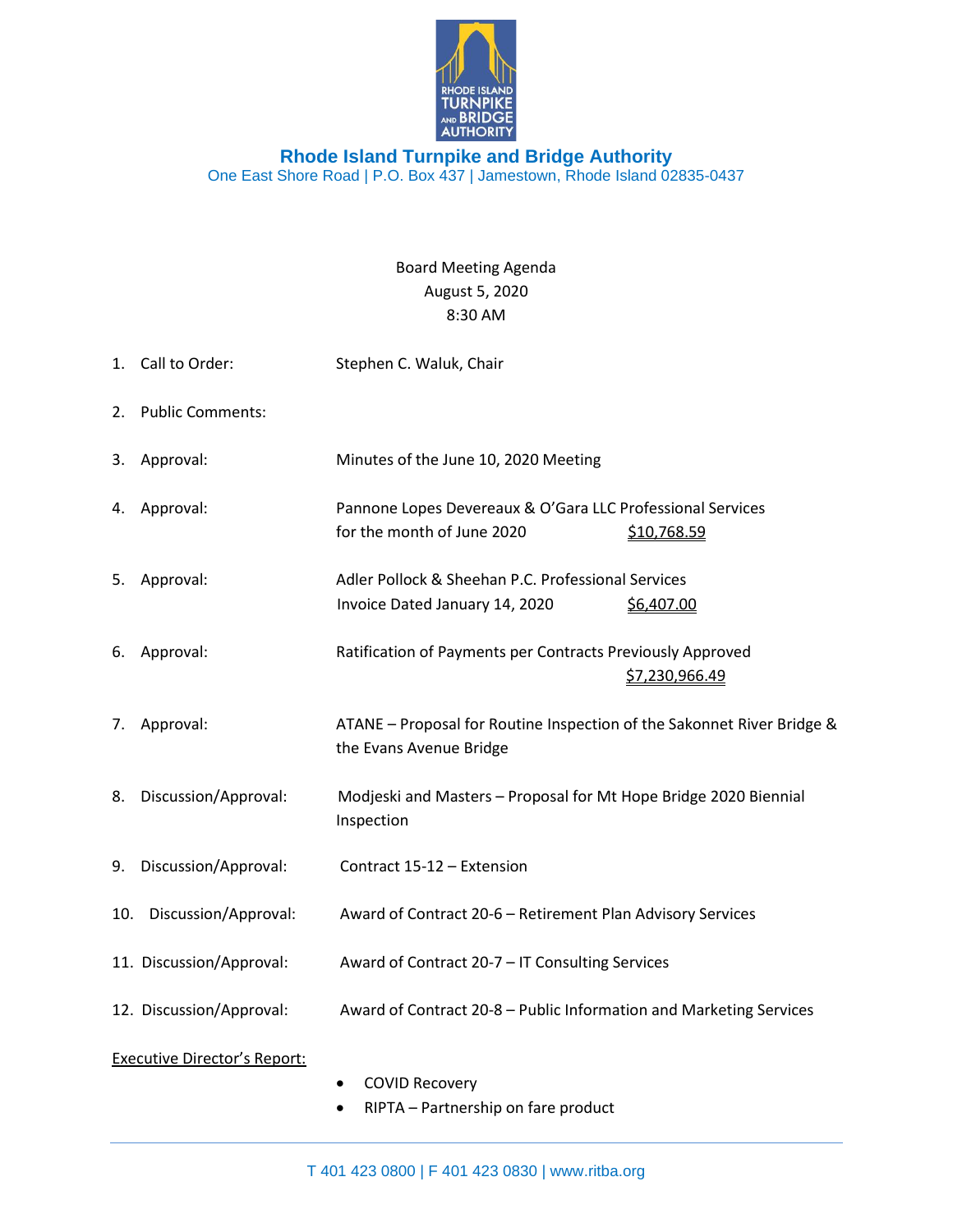# Rhode Island Turnpike and Bridge Authority

One East Shore Road | P.O. Box 437 | Jamestown, Rhode Island 02835-0437

Board Meeting Agenda
August 5, 2020
8:30 AM

1. Call to Order: Stephen C. Waluk, Chair
2. Public Comments:
3. Approval: Minutes of the June 10, 2020 Meeting
4. Approval: Pannone Lopes Devereaux & O'Gara LLC Professional Services for the month of June 2020 $10,768.59
5. Approval: Adler Pollock & Sheehan P.C. Professional Services Invoice Dated January 14, 2020 $6,407.00
6. Approval: Ratification of Payments per Contracts Previously Approved $7,230,966.49
7. Approval: ATANE – Proposal for Routine Inspection of the Sakonnet River Bridge & the Evans Avenue Bridge
8. Discussion/Approval: Modjeski and Masters – Proposal for Mt Hope Bridge 2020 Biennial Inspection
9. Discussion/Approval: Contract 15-12 – Extension
10. Discussion/Approval: Award of Contract 20-6 – Retirement Plan Advisory Services
11. Discussion/Approval: Award of Contract 20-7 – IT Consulting Services
12. Discussion/Approval: Award of Contract 20-8 – Public Information and Marketing Services

Executive Director's Report:

- COVID Recovery
- RIPTA – Partnership on fare product

T 401 423 0800 | F 401 423 0830 | www.ritba.org